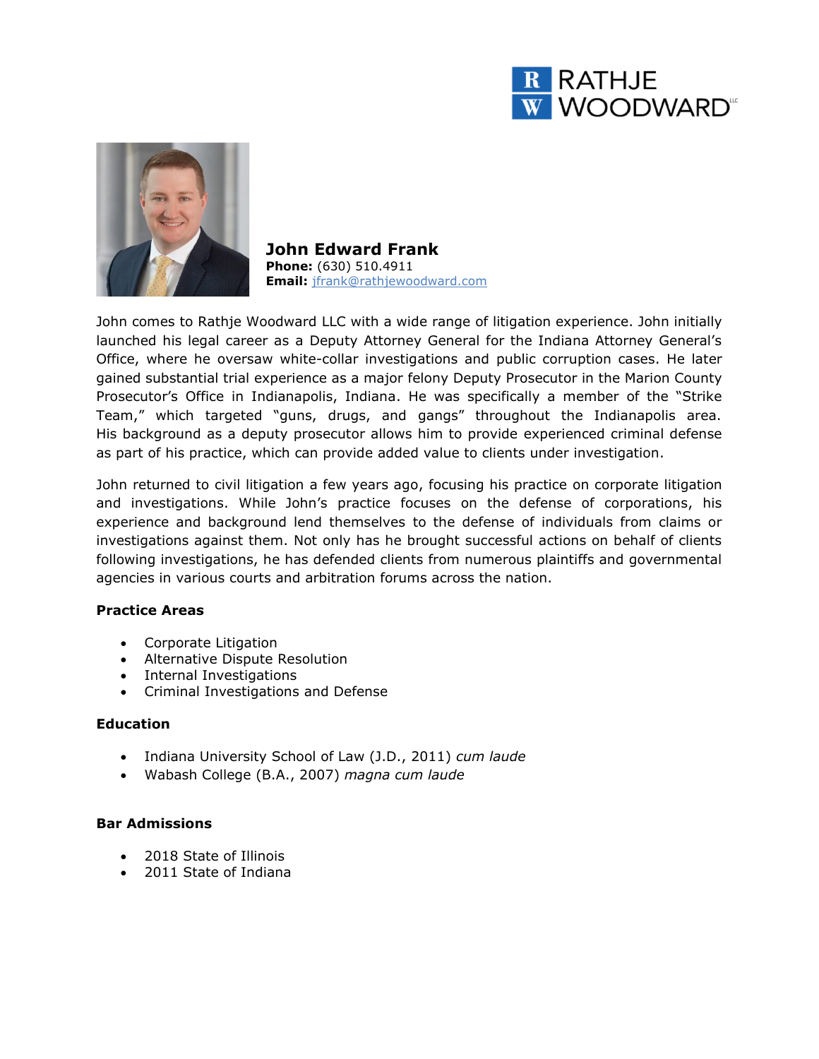RATHJE WOODWARD LLC

# John Edward Frank

**Phone:** (630) 510.4911
**Email:** jfrank@rathjewoodward.com

John comes to Rathje Woodward LLC with a wide range of litigation experience. John initially launched his legal career as a Deputy Attorney General for the Indiana Attorney General's Office, where he oversaw white-collar investigations and public corruption cases. He later gained substantial trial experience as a major felony Deputy Prosecutor in the Marion County Prosecutor's Office in Indianapolis, Indiana. He was specifically a member of the "Strike Team," which targeted "guns, drugs, and gangs" throughout the Indianapolis area. His background as a deputy prosecutor allows him to provide experienced criminal defense as part of his practice, which can provide added value to clients under investigation.

John returned to civil litigation a few years ago, focusing his practice on corporate litigation and investigations. While John's practice focuses on the defense of corporations, his experience and background lend themselves to the defense of individuals from claims or investigations against them. Not only has he brought successful actions on behalf of clients following investigations, he has defended clients from numerous plaintiffs and governmental agencies in various courts and arbitration forums across the nation.

### Practice Areas

- Corporate Litigation
- Alternative Dispute Resolution
- Internal Investigations
- Criminal Investigations and Defense

### Education

- Indiana University School of Law (J.D., 2011) *cum laude*
- Wabash College (B.A., 2007) *magna cum laude*

### Bar Admissions

- 2018 State of Illinois
- 2011 State of Indiana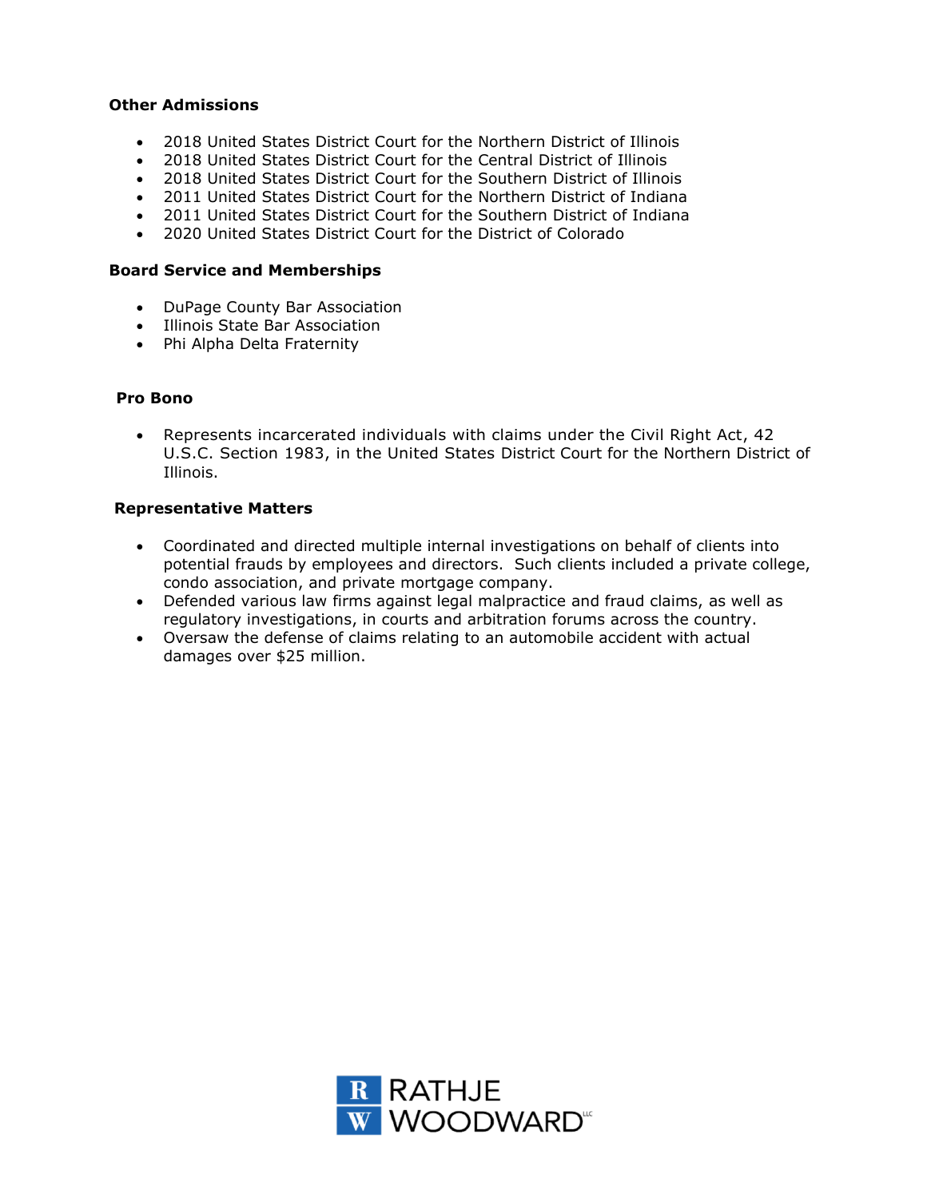**Other Admissions**

- 2018 United States District Court for the Northern District of Illinois
- 2018 United States District Court for the Central District of Illinois
- 2018 United States District Court for the Southern District of Illinois
- 2011 United States District Court for the Northern District of Indiana
- 2011 United States District Court for the Southern District of Indiana
- 2020 United States District Court for the District of Colorado

**Board Service and Memberships**

- DuPage County Bar Association
- Illinois State Bar Association
- Phi Alpha Delta Fraternity

**Pro Bono**

- Represents incarcerated individuals with claims under the Civil Right Act, 42 U.S.C. Section 1983, in the United States District Court for the Northern District of Illinois.

**Representative Matters**

- Coordinated and directed multiple internal investigations on behalf of clients into potential frauds by employees and directors. Such clients included a private college, condo association, and private mortgage company.
- Defended various law firms against legal malpractice and fraud claims, as well as regulatory investigations, in courts and arbitration forums across the country.
- Oversaw the defense of claims relating to an automobile accident with actual damages over $25 million.